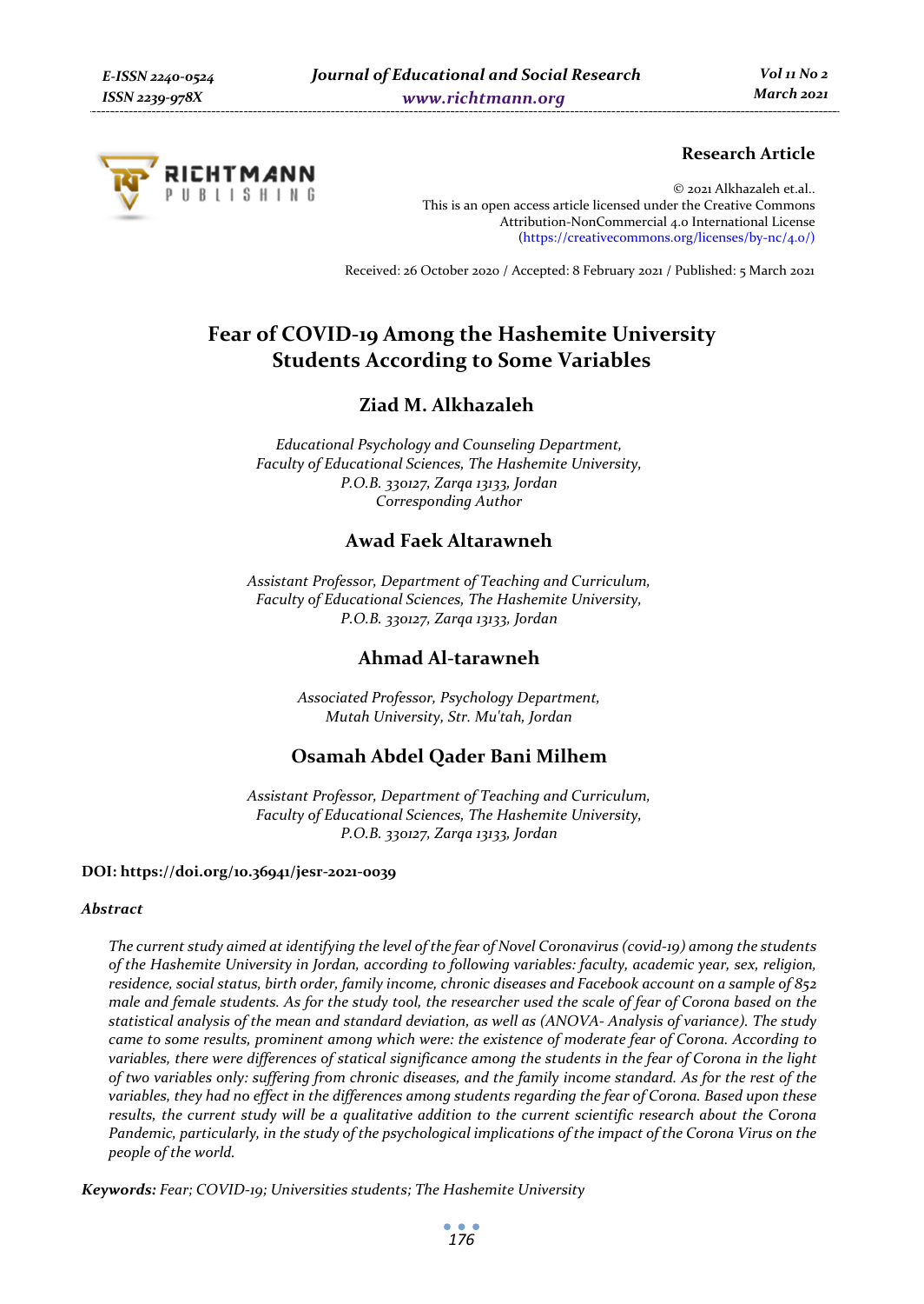**Research Article**

© 2021 Alkhazaleh et.al..
This is an open access article licensed under the Creative Commons Attribution-NonCommercial 4.0 International License (https://creativecommons.org/licenses/by-nc/4.0/)

Received: 26 October 2020 / Accepted: 8 February 2021 / Published: 5 March 2021

# Fear of COVID-19 Among the Hashemite University Students According to Some Variables

## Ziad M. Alkhazaleh

*Educational Psychology and Counseling Department, Faculty of Educational Sciences, The Hashemite University, P.O.B. 330127, Zarqa 13133, Jordan*
*Corresponding Author*

## Awad Faek Altarawneh

*Assistant Professor, Department of Teaching and Curriculum, Faculty of Educational Sciences, The Hashemite University, P.O.B. 330127, Zarqa 13133, Jordan*

## Ahmad Al-tarawneh

*Associated Professor, Psychology Department, Mutah University, Str. Mu'tah, Jordan*

## Osamah Abdel Qader Bani Milhem

*Assistant Professor, Department of Teaching and Curriculum, Faculty of Educational Sciences, The Hashemite University, P.O.B. 330127, Zarqa 13133, Jordan*

**DOI: https://doi.org/10.36941/jesr-2021-0039**

***Abstract***

*The current study aimed at identifying the level of the fear of Novel Coronavirus (covid-19) among the students of the Hashemite University in Jordan, according to following variables: faculty, academic year, sex, religion, residence, social status, birth order, family income, chronic diseases and Facebook account on a sample of 852 male and female students. As for the study tool, the researcher used the scale of fear of Corona based on the statistical analysis of the mean and standard deviation, as well as (ANOVA- Analysis of variance). The study came to some results, prominent among which were: the existence of moderate fear of Corona. According to variables, there were differences of statical significance among the students in the fear of Corona in the light of two variables only: suffering from chronic diseases, and the family income standard. As for the rest of the variables, they had no effect in the differences among students regarding the fear of Corona. Based upon these results, the current study will be a qualitative addition to the current scientific research about the Corona Pandemic, particularly, in the study of the psychological implications of the impact of the Corona Virus on the people of the world.*

***Keywords:*** *Fear; COVID-19; Universities students; The Hashemite University*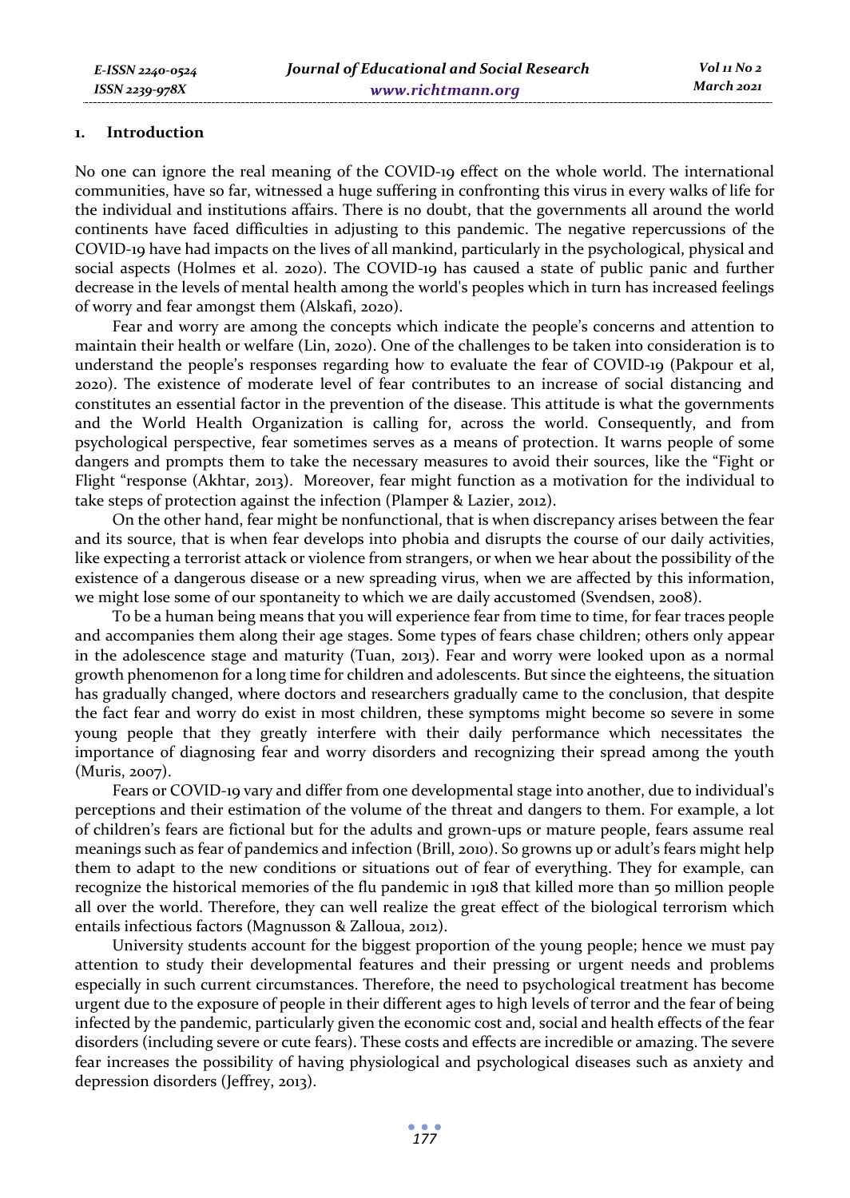## 1. Introduction

No one can ignore the real meaning of the COVID-19 effect on the whole world. The international communities, have so far, witnessed a huge suffering in confronting this virus in every walks of life for the individual and institutions affairs. There is no doubt, that the governments all around the world continents have faced difficulties in adjusting to this pandemic. The negative repercussions of the COVID-19 have had impacts on the lives of all mankind, particularly in the psychological, physical and social aspects (Holmes et al. 2020). The COVID-19 has caused a state of public panic and further decrease in the levels of mental health among the world's peoples which in turn has increased feelings of worry and fear amongst them (Alskafi, 2020).

Fear and worry are among the concepts which indicate the people's concerns and attention to maintain their health or welfare (Lin, 2020). One of the challenges to be taken into consideration is to understand the people's responses regarding how to evaluate the fear of COVID-19 (Pakpour et al, 2020). The existence of moderate level of fear contributes to an increase of social distancing and constitutes an essential factor in the prevention of the disease. This attitude is what the governments and the World Health Organization is calling for, across the world. Consequently, and from psychological perspective, fear sometimes serves as a means of protection. It warns people of some dangers and prompts them to take the necessary measures to avoid their sources, like the "Fight or Flight "response (Akhtar, 2013). Moreover, fear might function as a motivation for the individual to take steps of protection against the infection (Plamper & Lazier, 2012).

On the other hand, fear might be nonfunctional, that is when discrepancy arises between the fear and its source, that is when fear develops into phobia and disrupts the course of our daily activities, like expecting a terrorist attack or violence from strangers, or when we hear about the possibility of the existence of a dangerous disease or a new spreading virus, when we are affected by this information, we might lose some of our spontaneity to which we are daily accustomed (Svendsen, 2008).

To be a human being means that you will experience fear from time to time, for fear traces people and accompanies them along their age stages. Some types of fears chase children; others only appear in the adolescence stage and maturity (Tuan, 2013). Fear and worry were looked upon as a normal growth phenomenon for a long time for children and adolescents. But since the eighteens, the situation has gradually changed, where doctors and researchers gradually came to the conclusion, that despite the fact fear and worry do exist in most children, these symptoms might become so severe in some young people that they greatly interfere with their daily performance which necessitates the importance of diagnosing fear and worry disorders and recognizing their spread among the youth (Muris, 2007).

Fears or COVID-19 vary and differ from one developmental stage into another, due to individual's perceptions and their estimation of the volume of the threat and dangers to them. For example, a lot of children's fears are fictional but for the adults and grown-ups or mature people, fears assume real meanings such as fear of pandemics and infection (Brill, 2010). So growns up or adult's fears might help them to adapt to the new conditions or situations out of fear of everything. They for example, can recognize the historical memories of the flu pandemic in 1918 that killed more than 50 million people all over the world. Therefore, they can well realize the great effect of the biological terrorism which entails infectious factors (Magnusson & Zalloua, 2012).

University students account for the biggest proportion of the young people; hence we must pay attention to study their developmental features and their pressing or urgent needs and problems especially in such current circumstances. Therefore, the need to psychological treatment has become urgent due to the exposure of people in their different ages to high levels of terror and the fear of being infected by the pandemic, particularly given the economic cost and, social and health effects of the fear disorders (including severe or cute fears). These costs and effects are incredible or amazing. The severe fear increases the possibility of having physiological and psychological diseases such as anxiety and depression disorders (Jeffrey, 2013).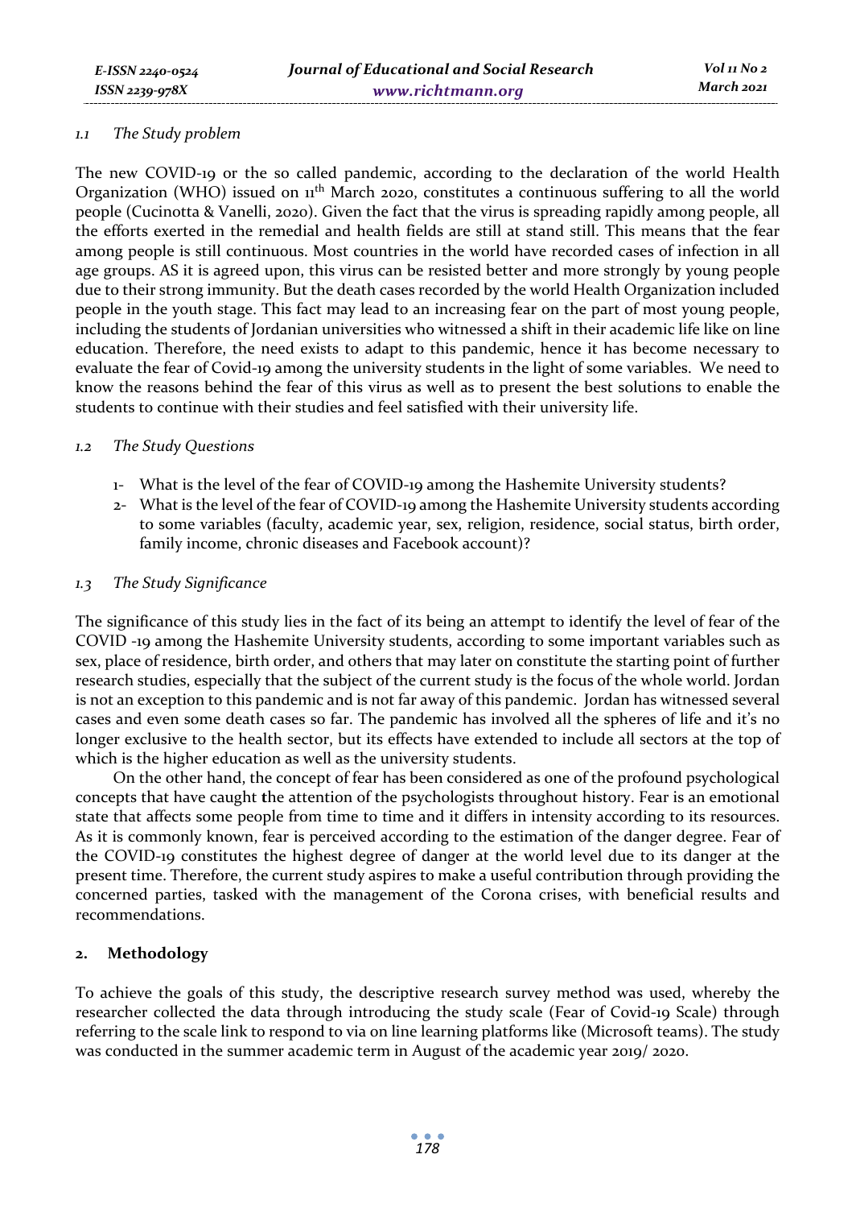### *1.1 The Study problem*

The new COVID-19 or the so called pandemic, according to the declaration of the world Health Organization (WHO) issued on 11th March 2020, constitutes a continuous suffering to all the world people (Cucinotta & Vanelli, 2020). Given the fact that the virus is spreading rapidly among people, all the efforts exerted in the remedial and health fields are still at stand still. This means that the fear among people is still continuous. Most countries in the world have recorded cases of infection in all age groups. AS it is agreed upon, this virus can be resisted better and more strongly by young people due to their strong immunity. But the death cases recorded by the world Health Organization included people in the youth stage. This fact may lead to an increasing fear on the part of most young people, including the students of Jordanian universities who witnessed a shift in their academic life like on line education. Therefore, the need exists to adapt to this pandemic, hence it has become necessary to evaluate the fear of Covid-19 among the university students in the light of some variables. We need to know the reasons behind the fear of this virus as well as to present the best solutions to enable the students to continue with their studies and feel satisfied with their university life.

### *1.2 The Study Questions*

1- What is the level of the fear of COVID-19 among the Hashemite University students?
2- What is the level of the fear of COVID-19 among the Hashemite University students according to some variables (faculty, academic year, sex, religion, residence, social status, birth order, family income, chronic diseases and Facebook account)?

### *1.3 The Study Significance*

The significance of this study lies in the fact of its being an attempt to identify the level of fear of the COVID -19 among the Hashemite University students, according to some important variables such as sex, place of residence, birth order, and others that may later on constitute the starting point of further research studies, especially that the subject of the current study is the focus of the whole world. Jordan is not an exception to this pandemic and is not far away of this pandemic. Jordan has witnessed several cases and even some death cases so far. The pandemic has involved all the spheres of life and it's no longer exclusive to the health sector, but its effects have extended to include all sectors at the top of which is the higher education as well as the university students.

On the other hand, the concept of fear has been considered as one of the profound psychological concepts that have caught the attention of the psychologists throughout history. Fear is an emotional state that affects some people from time to time and it differs in intensity according to its resources. As it is commonly known, fear is perceived according to the estimation of the danger degree. Fear of the COVID-19 constitutes the highest degree of danger at the world level due to its danger at the present time. Therefore, the current study aspires to make a useful contribution through providing the concerned parties, tasked with the management of the Corona crises, with beneficial results and recommendations.

## 2. Methodology

To achieve the goals of this study, the descriptive research survey method was used, whereby the researcher collected the data through introducing the study scale (Fear of Covid-19 Scale) through referring to the scale link to respond to via on line learning platforms like (Microsoft teams). The study was conducted in the summer academic term in August of the academic year 2019/ 2020.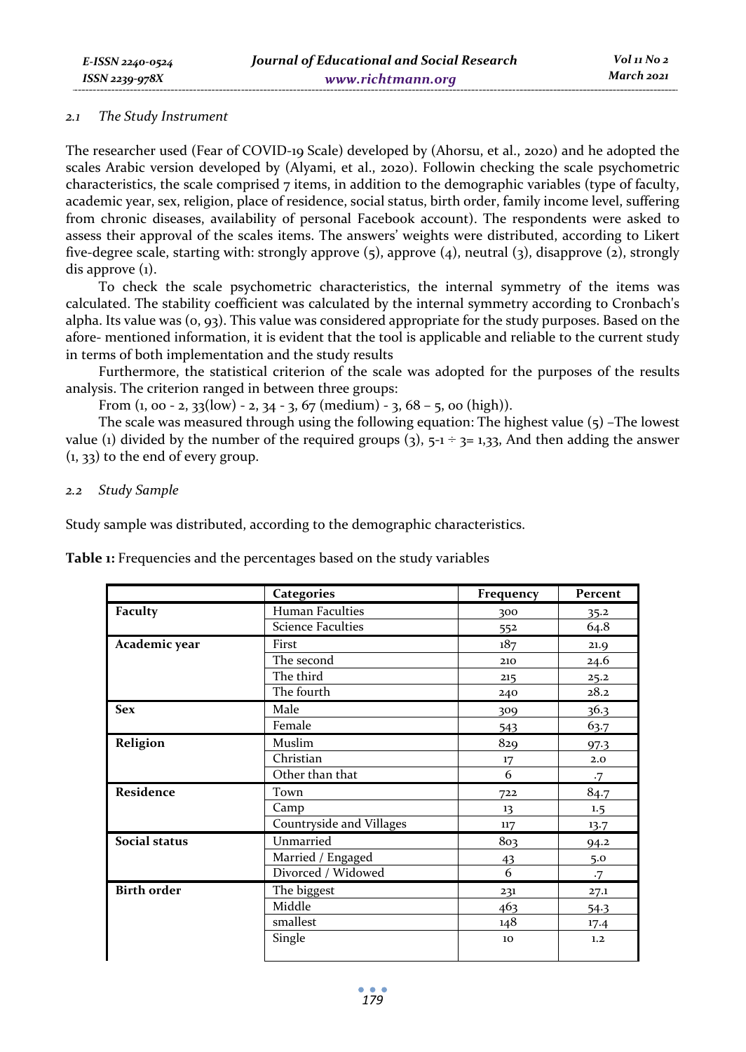### 2.1 The Study Instrument

The researcher used (Fear of COVID-19 Scale) developed by (Ahorsu, et al., 2020) and he adopted the scales Arabic version developed by (Alyami, et al., 2020). Followin checking the scale psychometric characteristics, the scale comprised 7 items, in addition to the demographic variables (type of faculty, academic year, sex, religion, place of residence, social status, birth order, family income level, suffering from chronic diseases, availability of personal Facebook account). The respondents were asked to assess their approval of the scales items. The answers' weights were distributed, according to Likert five-degree scale, starting with: strongly approve (5), approve (4), neutral (3), disapprove (2), strongly dis approve (1).

To check the scale psychometric characteristics, the internal symmetry of the items was calculated. The stability coefficient was calculated by the internal symmetry according to Cronbach's alpha. Its value was (0, 93). This value was considered appropriate for the study purposes. Based on the afore- mentioned information, it is evident that the tool is applicable and reliable to the current study in terms of both implementation and the study results

Furthermore, the statistical criterion of the scale was adopted for the purposes of the results analysis. The criterion ranged in between three groups:

From (1, 00 - 2, 33(low) - 2, 34 - 3, 67 (medium) - 3, 68 – 5, 00 (high)).

The scale was measured through using the following equation: The highest value (5) –The lowest value (1) divided by the number of the required groups (3), 5-1 ÷ 3= 1,33, And then adding the answer (1, 33) to the end of every group.

### 2.2 Study Sample

Study sample was distributed, according to the demographic characteristics.

**Table 1:** Frequencies and the percentages based on the study variables

| | Categories | Frequency | Percent |
|---|---|---|---|
| **Faculty** | Human Faculties | 300 | 35.2 |
| | Science Faculties | 552 | 64.8 |
| **Academic year** | First | 187 | 21.9 |
| | The second | 210 | 24.6 |
| | The third | 215 | 25.2 |
| | The fourth | 240 | 28.2 |
| **Sex** | Male | 309 | 36.3 |
| | Female | 543 | 63.7 |
| **Religion** | Muslim | 829 | 97.3 |
| | Christian | 17 | 2.0 |
| | Other than that | 6 | .7 |
| **Residence** | Town | 722 | 84.7 |
| | Camp | 13 | 1.5 |
| | Countryside and Villages | 117 | 13.7 |
| **Social status** | Unmarried | 803 | 94.2 |
| | Married / Engaged | 43 | 5.0 |
| | Divorced / Widowed | 6 | .7 |
| **Birth order** | The biggest | 231 | 27.1 |
| | Middle | 463 | 54.3 |
| | smallest | 148 | 17.4 |
| | Single | 10 | 1.2 |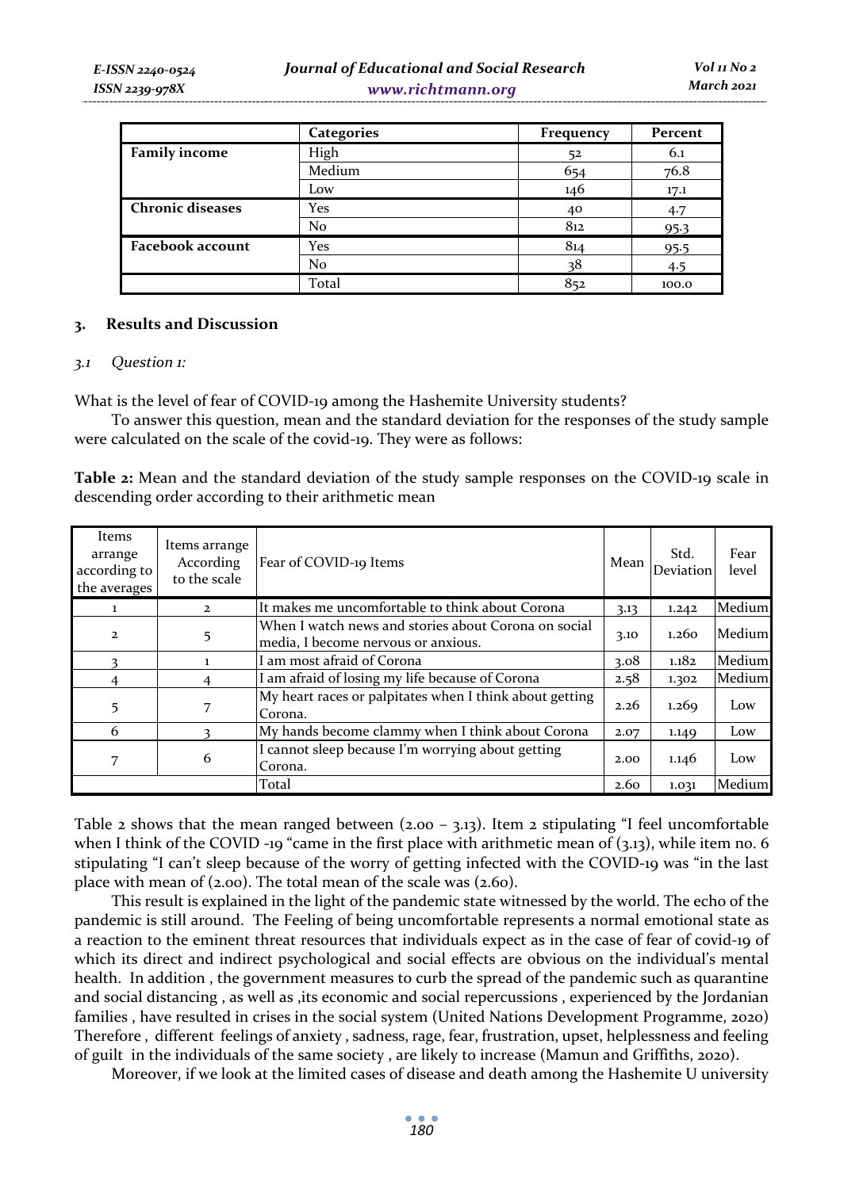| | Categories | Frequency | Percent |
|---|---|---|---|
| **Family income** | High | 52 | 6.1 |
| | Medium | 654 | 76.8 |
| | Low | 146 | 17.1 |
| **Chronic diseases** | Yes | 40 | 4.7 |
| | No | 812 | 95.3 |
| **Facebook account** | Yes | 814 | 95.5 |
| | No | 38 | 4.5 |
| | Total | 852 | 100.0 |

## 3. Results and Discussion

### *3.1 Question 1:*

What is the level of fear of COVID-19 among the Hashemite University students?

To answer this question, mean and the standard deviation for the responses of the study sample were calculated on the scale of the covid-19. They were as follows:

**Table 2:** Mean and the standard deviation of the study sample responses on the COVID-19 scale in descending order according to their arithmetic mean

| Items arrange according to the averages | Items arrange According to the scale | Fear of COVID-19 Items | Mean | Std. Deviation | Fear level |
|---|---|---|---|---|---|
| 1 | 2 | It makes me uncomfortable to think about Corona | 3.13 | 1.242 | Medium |
| 2 | 5 | When I watch news and stories about Corona on social media, I become nervous or anxious. | 3.10 | 1.260 | Medium |
| 3 | 1 | I am most afraid of Corona | 3.08 | 1.182 | Medium |
| 4 | 4 | I am afraid of losing my life because of Corona | 2.58 | 1.302 | Medium |
| 5 | 7 | My heart races or palpitates when I think about getting Corona. | 2.26 | 1.269 | Low |
| 6 | 3 | My hands become clammy when I think about Corona | 2.07 | 1.149 | Low |
| 7 | 6 | I cannot sleep because I'm worrying about getting Corona. | 2.00 | 1.146 | Low |
| | | Total | 2.60 | 1.031 | Medium |

Table 2 shows that the mean ranged between (2.00 – 3.13). Item 2 stipulating "I feel uncomfortable when I think of the COVID -19 "came in the first place with arithmetic mean of (3.13), while item no. 6 stipulating "I can't sleep because of the worry of getting infected with the COVID-19 was "in the last place with mean of (2.00). The total mean of the scale was (2.60).

This result is explained in the light of the pandemic state witnessed by the world. The echo of the pandemic is still around. The Feeling of being uncomfortable represents a normal emotional state as a reaction to the eminent threat resources that individuals expect as in the case of fear of covid-19 of which its direct and indirect psychological and social effects are obvious on the individual's mental health. In addition , the government measures to curb the spread of the pandemic such as quarantine and social distancing , as well as ,its economic and social repercussions , experienced by the Jordanian families , have resulted in crises in the social system (United Nations Development Programme, 2020) Therefore , different feelings of anxiety , sadness, rage, fear, frustration, upset, helplessness and feeling of guilt in the individuals of the same society , are likely to increase (Mamun and Griffiths, 2020).

Moreover, if we look at the limited cases of disease and death among the Hashemite U university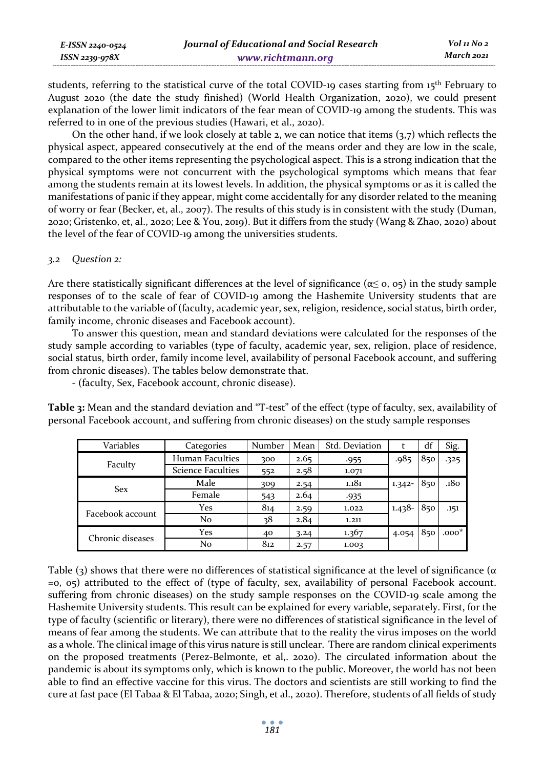students, referring to the statistical curve of the total COVID-19 cases starting from 15th February to August 2020 (the date the study finished) (World Health Organization, 2020), we could present explanation of the lower limit indicators of the fear mean of COVID-19 among the students. This was referred to in one of the previous studies (Hawari, et al., 2020).

On the other hand, if we look closely at table 2, we can notice that items (3,7) which reflects the physical aspect, appeared consecutively at the end of the means order and they are low in the scale, compared to the other items representing the psychological aspect. This is a strong indication that the physical symptoms were not concurrent with the psychological symptoms which means that fear among the students remain at its lowest levels. In addition, the physical symptoms or as it is called the manifestations of panic if they appear, might come accidentally for any disorder related to the meaning of worry or fear (Becker, et, al., 2007). The results of this study is in consistent with the study (Duman, 2020; Gristenko, et, al., 2020; Lee & You, 2019). But it differs from the study (Wang & Zhao, 2020) about the level of the fear of COVID-19 among the universities students.

### *3.2 Question 2:*

Are there statistically significant differences at the level of significance ($\alpha \leq$ 0, 05) in the study sample responses of to the scale of fear of COVID-19 among the Hashemite University students that are attributable to the variable of (faculty, academic year, sex, religion, residence, social status, birth order, family income, chronic diseases and Facebook account).

To answer this question, mean and standard deviations were calculated for the responses of the study sample according to variables (type of faculty, academic year, sex, religion, place of residence, social status, birth order, family income level, availability of personal Facebook account, and suffering from chronic diseases). The tables below demonstrate that.

- (faculty, Sex, Facebook account, chronic disease).

**Table 3:** Mean and the standard deviation and "T-test" of the effect (type of faculty, sex, availability of personal Facebook account, and suffering from chronic diseases) on the study sample responses

| Variables | Categories | Number | Mean | Std. Deviation | t | df | Sig. |
|---|---|---|---|---|---|---|---|
| Faculty | Human Faculties | 300 | 2.65 | .955 | .985 | 850 | .325 |
| | Science Faculties | 552 | 2.58 | 1.071 | | | |
| Sex | Male | 309 | 2.54 | 1.181 | 1.342- | 850 | .180 |
| | Female | 543 | 2.64 | .935 | | | |
| Facebook account | Yes | 814 | 2.59 | 1.022 | 1.438- | 850 | .151 |
| | No | 38 | 2.84 | 1.211 | | | |
| Chronic diseases | Yes | 40 | 3.24 | 1.367 | 4.054 | 850 | .000* |
| | No | 812 | 2.57 | 1.003 | | | |

Table (3) shows that there were no differences of statistical significance at the level of significance ($\alpha$ =0, 05) attributed to the effect of (type of faculty, sex, availability of personal Facebook account. suffering from chronic diseases) on the study sample responses on the COVID-19 scale among the Hashemite University students. This result can be explained for every variable, separately. First, for the type of faculty (scientific or literary), there were no differences of statistical significance in the level of means of fear among the students. We can attribute that to the reality the virus imposes on the world as a whole. The clinical image of this virus nature is still unclear. There are random clinical experiments on the proposed treatments (Perez-Belmonte, et al,. 2020). The circulated information about the pandemic is about its symptoms only, which is known to the public. Moreover, the world has not been able to find an effective vaccine for this virus. The doctors and scientists are still working to find the cure at fast pace (El Tabaa & El Tabaa, 2020; Singh, et al., 2020). Therefore, students of all fields of study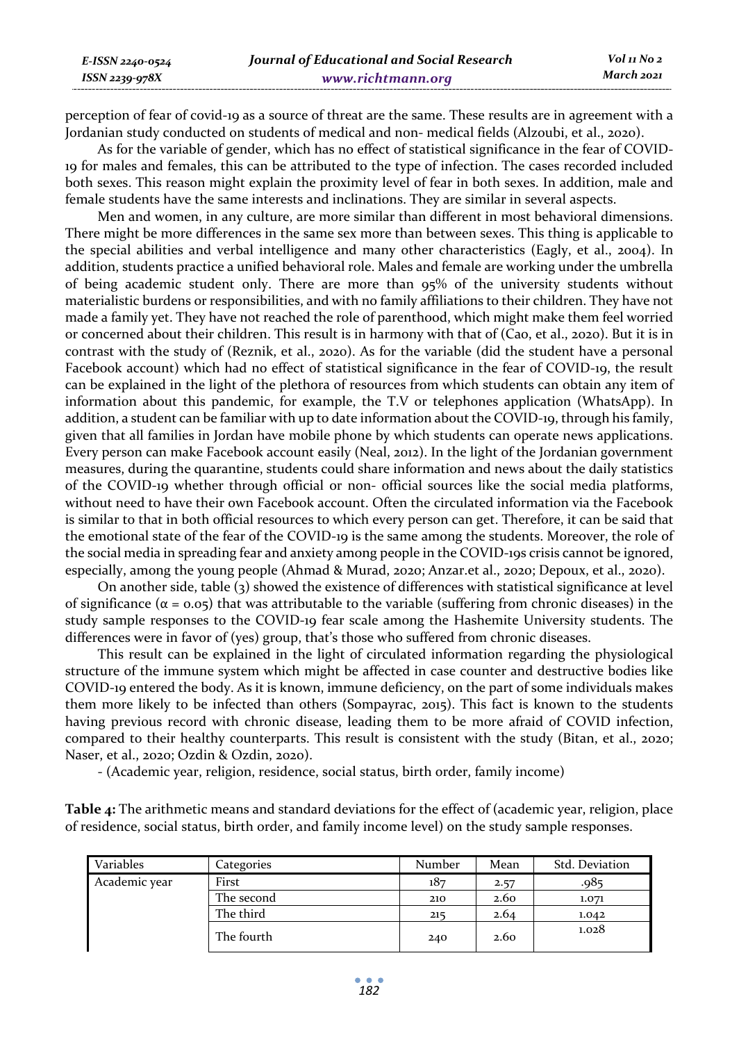perception of fear of covid-19 as a source of threat are the same. These results are in agreement with a Jordanian study conducted on students of medical and non- medical fields (Alzoubi, et al., 2020).

As for the variable of gender, which has no effect of statistical significance in the fear of COVID-19 for males and females, this can be attributed to the type of infection. The cases recorded included both sexes. This reason might explain the proximity level of fear in both sexes. In addition, male and female students have the same interests and inclinations. They are similar in several aspects.

Men and women, in any culture, are more similar than different in most behavioral dimensions. There might be more differences in the same sex more than between sexes. This thing is applicable to the special abilities and verbal intelligence and many other characteristics (Eagly, et al., 2004). In addition, students practice a unified behavioral role. Males and female are working under the umbrella of being academic student only. There are more than 95% of the university students without materialistic burdens or responsibilities, and with no family affiliations to their children. They have not made a family yet. They have not reached the role of parenthood, which might make them feel worried or concerned about their children. This result is in harmony with that of (Cao, et al., 2020). But it is in contrast with the study of (Reznik, et al., 2020). As for the variable (did the student have a personal Facebook account) which had no effect of statistical significance in the fear of COVID-19, the result can be explained in the light of the plethora of resources from which students can obtain any item of information about this pandemic, for example, the T.V or telephones application (WhatsApp). In addition, a student can be familiar with up to date information about the COVID-19, through his family, given that all families in Jordan have mobile phone by which students can operate news applications. Every person can make Facebook account easily (Neal, 2012). In the light of the Jordanian government measures, during the quarantine, students could share information and news about the daily statistics of the COVID-19 whether through official or non- official sources like the social media platforms, without need to have their own Facebook account. Often the circulated information via the Facebook is similar to that in both official resources to which every person can get. Therefore, it can be said that the emotional state of the fear of the COVID-19 is the same among the students. Moreover, the role of the social media in spreading fear and anxiety among people in the COVID-19s crisis cannot be ignored, especially, among the young people (Ahmad & Murad, 2020; Anzar.et al., 2020; Depoux, et al., 2020).

On another side, table (3) showed the existence of differences with statistical significance at level of significance ($\alpha = 0.05$) that was attributable to the variable (suffering from chronic diseases) in the study sample responses to the COVID-19 fear scale among the Hashemite University students. The differences were in favor of (yes) group, that's those who suffered from chronic diseases.

This result can be explained in the light of circulated information regarding the physiological structure of the immune system which might be affected in case counter and destructive bodies like COVID-19 entered the body. As it is known, immune deficiency, on the part of some individuals makes them more likely to be infected than others (Sompayrac, 2015). This fact is known to the students having previous record with chronic disease, leading them to be more afraid of COVID infection, compared to their healthy counterparts. This result is consistent with the study (Bitan, et al., 2020; Naser, et al., 2020; Ozdin & Ozdin, 2020).

- (Academic year, religion, residence, social status, birth order, family income)

**Table 4:** The arithmetic means and standard deviations for the effect of (academic year, religion, place of residence, social status, birth order, and family income level) on the study sample responses.

| Variables | Categories | Number | Mean | Std. Deviation |
|---|---|---|---|---|
| Academic year | First | 187 | 2.57 | .985 |
| | The second | 210 | 2.60 | 1.071 |
| | The third | 215 | 2.64 | 1.042 |
| | The fourth | 240 | 2.60 | 1.028 |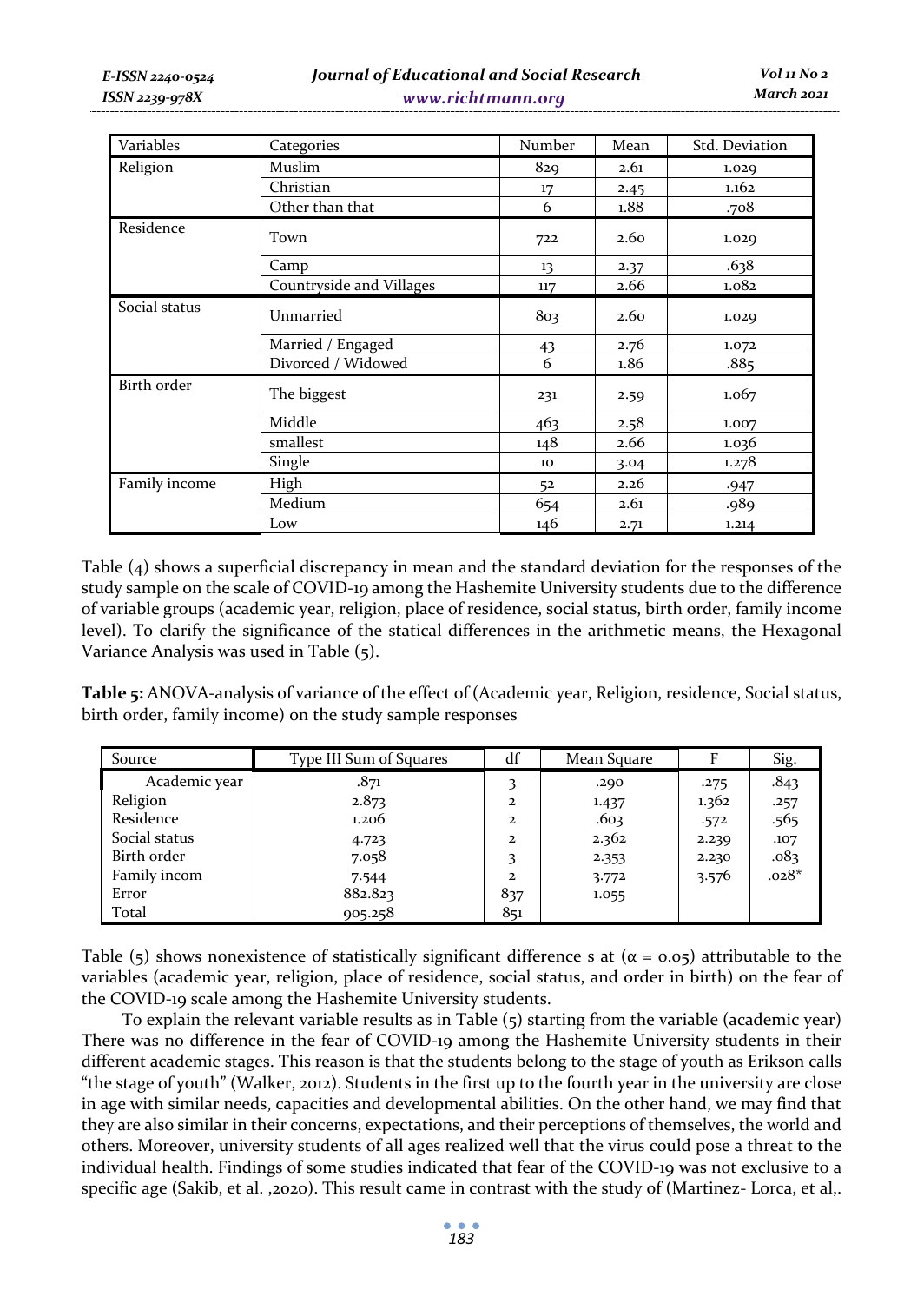| Variables | Categories | Number | Mean | Std. Deviation |
|---|---|---|---|---|
| Religion | Muslim | 829 | 2.61 | 1.029 |
| | Christian | 17 | 2.45 | 1.162 |
| | Other than that | 6 | 1.88 | .708 |
| Residence | Town | 722 | 2.60 | 1.029 |
| | Camp | 13 | 2.37 | .638 |
| | Countryside and Villages | 117 | 2.66 | 1.082 |
| Social status | Unmarried | 803 | 2.60 | 1.029 |
| | Married / Engaged | 43 | 2.76 | 1.072 |
| | Divorced / Widowed | 6 | 1.86 | .885 |
| Birth order | The biggest | 231 | 2.59 | 1.067 |
| | Middle | 463 | 2.58 | 1.007 |
| | smallest | 148 | 2.66 | 1.036 |
| | Single | 10 | 3.04 | 1.278 |
| Family income | High | 52 | 2.26 | .947 |
| | Medium | 654 | 2.61 | .989 |
| | Low | 146 | 2.71 | 1.214 |

Table (4) shows a superficial discrepancy in mean and the standard deviation for the responses of the study sample on the scale of COVID-19 among the Hashemite University students due to the difference of variable groups (academic year, religion, place of residence, social status, birth order, family income level). To clarify the significance of the statical differences in the arithmetic means, the Hexagonal Variance Analysis was used in Table (5).

**Table 5:** ANOVA-analysis of variance of the effect of (Academic year, Religion, residence, Social status, birth order, family income) on the study sample responses

| Source | Type III Sum of Squares | df | Mean Square | F | Sig. |
|---|---|---|---|---|---|
| Academic year | .871 | 3 | .290 | .275 | .843 |
| Religion | 2.873 | 2 | 1.437 | 1.362 | .257 |
| Residence | 1.206 | 2 | .603 | .572 | .565 |
| Social status | 4.723 | 2 | 2.362 | 2.239 | .107 |
| Birth order | 7.058 | 3 | 2.353 | 2.230 | .083 |
| Family incom | 7.544 | 2 | 3.772 | 3.576 | .028* |
| Error | 882.823 | 837 | 1.055 | | |
| Total | 905.258 | 851 | | | |

Table (5) shows nonexistence of statistically significant difference s at ($\alpha$ = 0.05) attributable to the variables (academic year, religion, place of residence, social status, and order in birth) on the fear of the COVID-19 scale among the Hashemite University students.

To explain the relevant variable results as in Table (5) starting from the variable (academic year) There was no difference in the fear of COVID-19 among the Hashemite University students in their different academic stages. This reason is that the students belong to the stage of youth as Erikson calls "the stage of youth" (Walker, 2012). Students in the first up to the fourth year in the university are close in age with similar needs, capacities and developmental abilities. On the other hand, we may find that they are also similar in their concerns, expectations, and their perceptions of themselves, the world and others. Moreover, university students of all ages realized well that the virus could pose a threat to the individual health. Findings of some studies indicated that fear of the COVID-19 was not exclusive to a specific age (Sakib, et al. ,2020). This result came in contrast with the study of (Martinez- Lorca, et al,.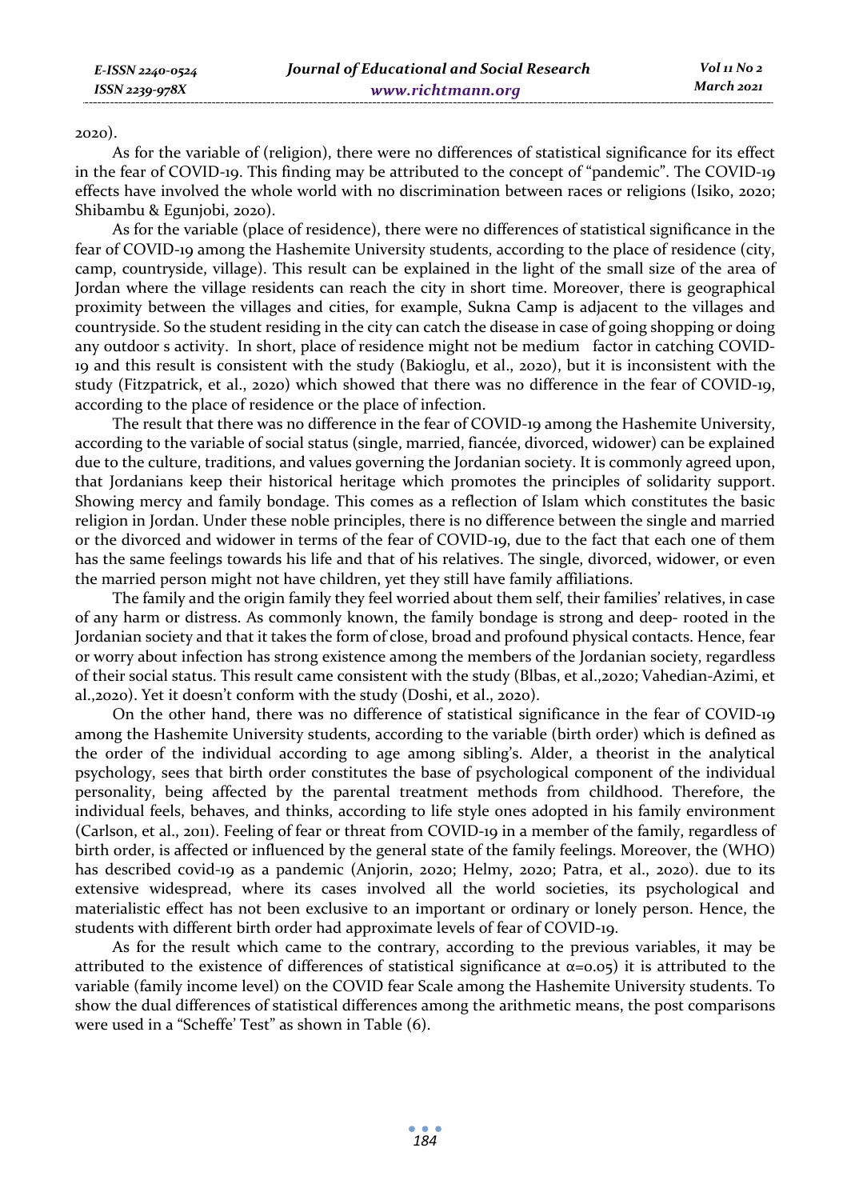2020).

As for the variable of (religion), there were no differences of statistical significance for its effect in the fear of COVID-19. This finding may be attributed to the concept of "pandemic". The COVID-19 effects have involved the whole world with no discrimination between races or religions (Isiko, 2020; Shibambu & Egunjobi, 2020).

As for the variable (place of residence), there were no differences of statistical significance in the fear of COVID-19 among the Hashemite University students, according to the place of residence (city, camp, countryside, village). This result can be explained in the light of the small size of the area of Jordan where the village residents can reach the city in short time. Moreover, there is geographical proximity between the villages and cities, for example, Sukna Camp is adjacent to the villages and countryside. So the student residing in the city can catch the disease in case of going shopping or doing any outdoor s activity. In short, place of residence might not be medium factor in catching COVID-19 and this result is consistent with the study (Bakioglu, et al., 2020), but it is inconsistent with the study (Fitzpatrick, et al., 2020) which showed that there was no difference in the fear of COVID-19, according to the place of residence or the place of infection.

The result that there was no difference in the fear of COVID-19 among the Hashemite University, according to the variable of social status (single, married, fiancée, divorced, widower) can be explained due to the culture, traditions, and values governing the Jordanian society. It is commonly agreed upon, that Jordanians keep their historical heritage which promotes the principles of solidarity support. Showing mercy and family bondage. This comes as a reflection of Islam which constitutes the basic religion in Jordan. Under these noble principles, there is no difference between the single and married or the divorced and widower in terms of the fear of COVID-19, due to the fact that each one of them has the same feelings towards his life and that of his relatives. The single, divorced, widower, or even the married person might not have children, yet they still have family affiliations.

The family and the origin family they feel worried about them self, their families' relatives, in case of any harm or distress. As commonly known, the family bondage is strong and deep- rooted in the Jordanian society and that it takes the form of close, broad and profound physical contacts. Hence, fear or worry about infection has strong existence among the members of the Jordanian society, regardless of their social status. This result came consistent with the study (Blbas, et al.,2020; Vahedian-Azimi, et al.,2020). Yet it doesn't conform with the study (Doshi, et al., 2020).

On the other hand, there was no difference of statistical significance in the fear of COVID-19 among the Hashemite University students, according to the variable (birth order) which is defined as the order of the individual according to age among sibling's. Alder, a theorist in the analytical psychology, sees that birth order constitutes the base of psychological component of the individual personality, being affected by the parental treatment methods from childhood. Therefore, the individual feels, behaves, and thinks, according to life style ones adopted in his family environment (Carlson, et al., 2011). Feeling of fear or threat from COVID-19 in a member of the family, regardless of birth order, is affected or influenced by the general state of the family feelings. Moreover, the (WHO) has described covid-19 as a pandemic (Anjorin, 2020; Helmy, 2020; Patra, et al., 2020). due to its extensive widespread, where its cases involved all the world societies, its psychological and materialistic effect has not been exclusive to an important or ordinary or lonely person. Hence, the students with different birth order had approximate levels of fear of COVID-19.

As for the result which came to the contrary, according to the previous variables, it may be attributed to the existence of differences of statistical significance at $\alpha=0.05$) it is attributed to the variable (family income level) on the COVID fear Scale among the Hashemite University students. To show the dual differences of statistical differences among the arithmetic means, the post comparisons were used in a "Scheffe' Test" as shown in Table (6).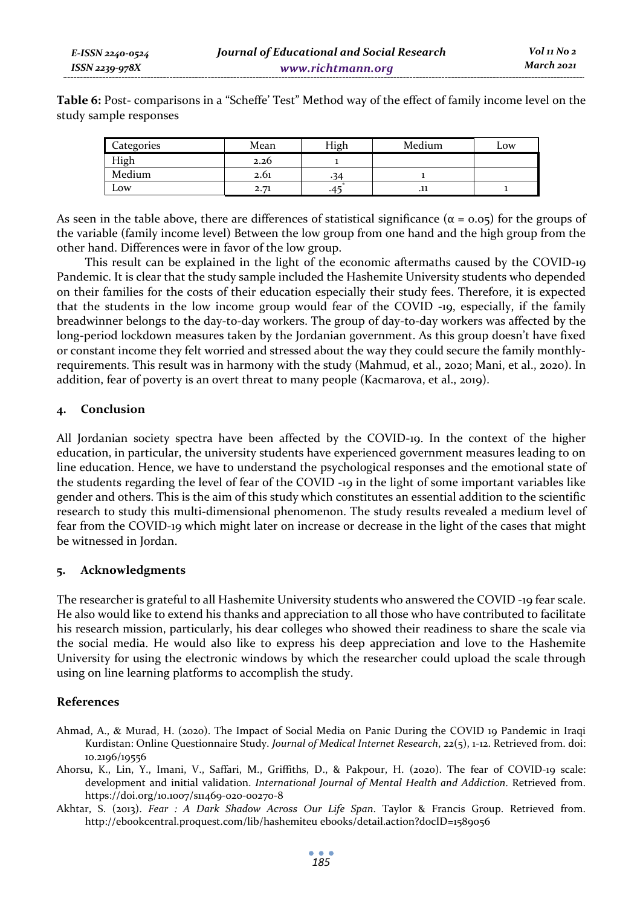**Table 6:** Post- comparisons in a "Scheffe' Test" Method way of the effect of family income level on the study sample responses

| Categories | Mean | High | Medium | Low |
|---|---|---|---|---|
| High | 2.26 | 1 | | |
| Medium | 2.61 | .34 | 1 | |
| Low | 2.71 | .45* | .11 | 1 |

As seen in the table above, there are differences of statistical significance ($\alpha$ = 0.05) for the groups of the variable (family income level) Between the low group from one hand and the high group from the other hand. Differences were in favor of the low group.

This result can be explained in the light of the economic aftermaths caused by the COVID-19 Pandemic. It is clear that the study sample included the Hashemite University students who depended on their families for the costs of their education especially their study fees. Therefore, it is expected that the students in the low income group would fear of the COVID -19, especially, if the family breadwinner belongs to the day-to-day workers. The group of day-to-day workers was affected by the long-period lockdown measures taken by the Jordanian government. As this group doesn't have fixed or constant income they felt worried and stressed about the way they could secure the family monthly-requirements. This result was in harmony with the study (Mahmud, et al., 2020; Mani, et al., 2020). In addition, fear of poverty is an overt threat to many people (Kacmarova, et al., 2019).

## 4. Conclusion

All Jordanian society spectra have been affected by the COVID-19. In the context of the higher education, in particular, the university students have experienced government measures leading to on line education. Hence, we have to understand the psychological responses and the emotional state of the students regarding the level of fear of the COVID -19 in the light of some important variables like gender and others. This is the aim of this study which constitutes an essential addition to the scientific research to study this multi-dimensional phenomenon. The study results revealed a medium level of fear from the COVID-19 which might later on increase or decrease in the light of the cases that might be witnessed in Jordan.

## 5. Acknowledgments

The researcher is grateful to all Hashemite University students who answered the COVID -19 fear scale. He also would like to extend his thanks and appreciation to all those who have contributed to facilitate his research mission, particularly, his dear colleges who showed their readiness to share the scale via the social media. He would also like to express his deep appreciation and love to the Hashemite University for using the electronic windows by which the researcher could upload the scale through using on line learning platforms to accomplish the study.

## References

Ahmad, A., & Murad, H. (2020). The Impact of Social Media on Panic During the COVID 19 Pandemic in Iraqi Kurdistan: Online Questionnaire Study. *Journal of Medical Internet Research*, 22(5), 1-12. Retrieved from. doi: 10.2196/19556

Ahorsu, K., Lin, Y., Imani, V., Saffari, M., Griffiths, D., & Pakpour, H. (2020). The fear of COVID-19 scale: development and initial validation. *International Journal of Mental Health and Addiction*. Retrieved from. https://doi.org/10.1007/s11469-020-00270-8

Akhtar, S. (2013). *Fear : A Dark Shadow Across Our Life Span*. Taylor & Francis Group. Retrieved from. http://ebookcentral.proquest.com/lib/hashemiteu ebooks/detail.action?docID=1589056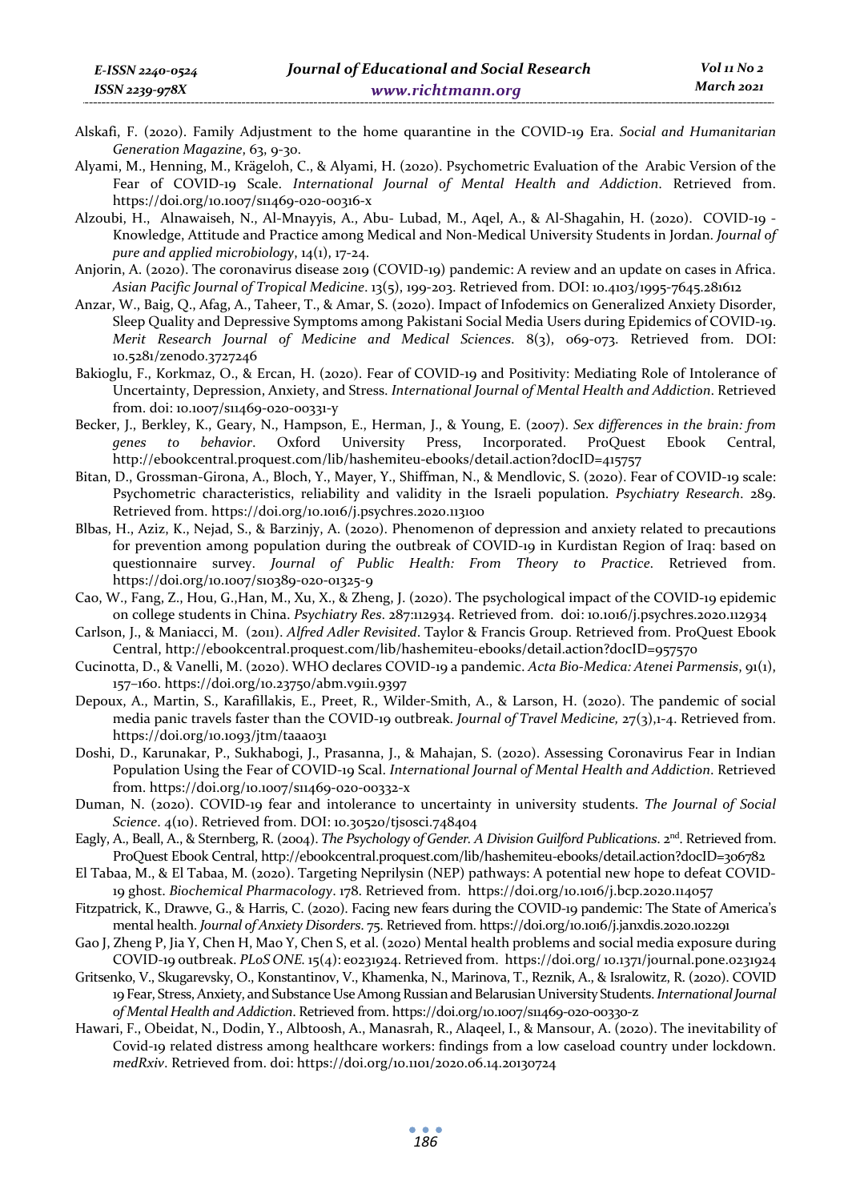Alskafi, F. (2020). Family Adjustment to the home quarantine in the COVID-19 Era. *Social and Humanitarian Generation Magazine*, 63, 9-30.

Alyami, M., Henning, M., Krägeloh, C., & Alyami, H. (2020). Psychometric Evaluation of the Arabic Version of the Fear of COVID-19 Scale. *International Journal of Mental Health and Addiction*. Retrieved from. https://doi.org/10.1007/s11469-020-00316-x

Alzoubi, H., Alnawaiseh, N., Al-Mnayyis, A., Abu- Lubad, M., Aqel, A., & Al-Shagahin, H. (2020). COVID-19 - Knowledge, Attitude and Practice among Medical and Non-Medical University Students in Jordan. *Journal of pure and applied microbiology*, 14(1), 17-24.

Anjorin, A. (2020). The coronavirus disease 2019 (COVID-19) pandemic: A review and an update on cases in Africa. *Asian Pacific Journal of Tropical Medicine*. 13(5), 199-203. Retrieved from. DOI: 10.4103/1995-7645.281612

Anzar, W., Baig, Q., Afag, A., Taheer, T., & Amar, S. (2020). Impact of Infodemics on Generalized Anxiety Disorder, Sleep Quality and Depressive Symptoms among Pakistani Social Media Users during Epidemics of COVID-19. *Merit Research Journal of Medicine and Medical Sciences*. 8(3), 069-073. Retrieved from. DOI: 10.5281/zenodo.3727246

Bakioglu, F., Korkmaz, O., & Ercan, H. (2020). Fear of COVID-19 and Positivity: Mediating Role of Intolerance of Uncertainty, Depression, Anxiety, and Stress. *International Journal of Mental Health and Addiction*. Retrieved from. doi: 10.1007/s11469-020-00331-y

Becker, J., Berkley, K., Geary, N., Hampson, E., Herman, J., & Young, E. (2007). *Sex differences in the brain: from genes to behavior*. Oxford University Press, Incorporated. ProQuest Ebook Central, http://ebookcentral.proquest.com/lib/hashemiteu-ebooks/detail.action?docID=415757

Bitan, D., Grossman-Girona, A., Bloch, Y., Mayer, Y., Shiffman, N., & Mendlovic, S. (2020). Fear of COVID-19 scale: Psychometric characteristics, reliability and validity in the Israeli population. *Psychiatry Research*. 289. Retrieved from. https://doi.org/10.1016/j.psychres.2020.113100

Blbas, H., Aziz, K., Nejad, S., & Barzinjy, A. (2020). Phenomenon of depression and anxiety related to precautions for prevention among population during the outbreak of COVID-19 in Kurdistan Region of Iraq: based on questionnaire survey. *Journal of Public Health: From Theory to Practice*. Retrieved from. https://doi.org/10.1007/s10389-020-01325-9

Cao, W., Fang, Z., Hou, G.,Han, M., Xu, X., & Zheng, J. (2020). The psychological impact of the COVID-19 epidemic on college students in China. *Psychiatry Res*. 287:112934. Retrieved from. doi: 10.1016/j.psychres.2020.112934

Carlson, J., & Maniacci, M. (2011). *Alfred Adler Revisited*. Taylor & Francis Group. Retrieved from. ProQuest Ebook Central, http://ebookcentral.proquest.com/lib/hashemiteu-ebooks/detail.action?docID=957570

Cucinotta, D., & Vanelli, M. (2020). WHO declares COVID-19 a pandemic. *Acta Bio-Medica: Atenei Parmensis*, 91(1), 157–160. https://doi.org/10.23750/abm.v91i1.9397

Depoux, A., Martin, S., Karafillakis, E., Preet, R., Wilder-Smith, A., & Larson, H. (2020). The pandemic of social media panic travels faster than the COVID-19 outbreak. *Journal of Travel Medicine,* 27(3),1-4. Retrieved from. https://doi.org/10.1093/jtm/taaa031

Doshi, D., Karunakar, P., Sukhabogi, J., Prasanna, J., & Mahajan, S. (2020). Assessing Coronavirus Fear in Indian Population Using the Fear of COVID-19 Scal. *International Journal of Mental Health and Addiction*. Retrieved from. https://doi.org/10.1007/s11469-020-00332-x

Duman, N. (2020). COVID-19 fear and intolerance to uncertainty in university students. *The Journal of Social Science*. 4(10). Retrieved from. DOI: 10.30520/tjsosci.748404

Eagly, A., Beall, A., & Sternberg, R. (2004). *The Psychology of Gender. A Division Guilford Publications*. 2nd. Retrieved from. ProQuest Ebook Central, http://ebookcentral.proquest.com/lib/hashemiteu-ebooks/detail.action?docID=306782

El Tabaa, M., & El Tabaa, M. (2020). Targeting Neprilysin (NEP) pathways: A potential new hope to defeat COVID-19 ghost. *Biochemical Pharmacology*. 178. Retrieved from. https://doi.org/10.1016/j.bcp.2020.114057

Fitzpatrick, K., Drawve, G., & Harris, C. (2020). Facing new fears during the COVID-19 pandemic: The State of America's mental health. *Journal of Anxiety Disorders*. 75. Retrieved from. https://doi.org/10.1016/j.janxdis.2020.102291

Gao J, Zheng P, Jia Y, Chen H, Mao Y, Chen S, et al. (2020) Mental health problems and social media exposure during COVID-19 outbreak. *PLoS ONE*. 15(4): e0231924. Retrieved from. https://doi.org/ 10.1371/journal.pone.0231924

Gritsenko, V., Skugarevsky, O., Konstantinov, V., Khamenka, N., Marinova, T., Reznik, A., & Isralowitz, R. (2020). COVID 19 Fear, Stress, Anxiety, and Substance Use Among Russian and Belarusian University Students. *International Journal of Mental Health and Addiction*. Retrieved from. https://doi.org/10.1007/s11469-020-00330-z

Hawari, F., Obeidat, N., Dodin, Y., Albtoosh, A., Manasrah, R., Alaqeel, I., & Mansour, A. (2020). The inevitability of Covid-19 related distress among healthcare workers: findings from a low caseload country under lockdown. *medRxiv*. Retrieved from. doi: https://doi.org/10.1101/2020.06.14.20130724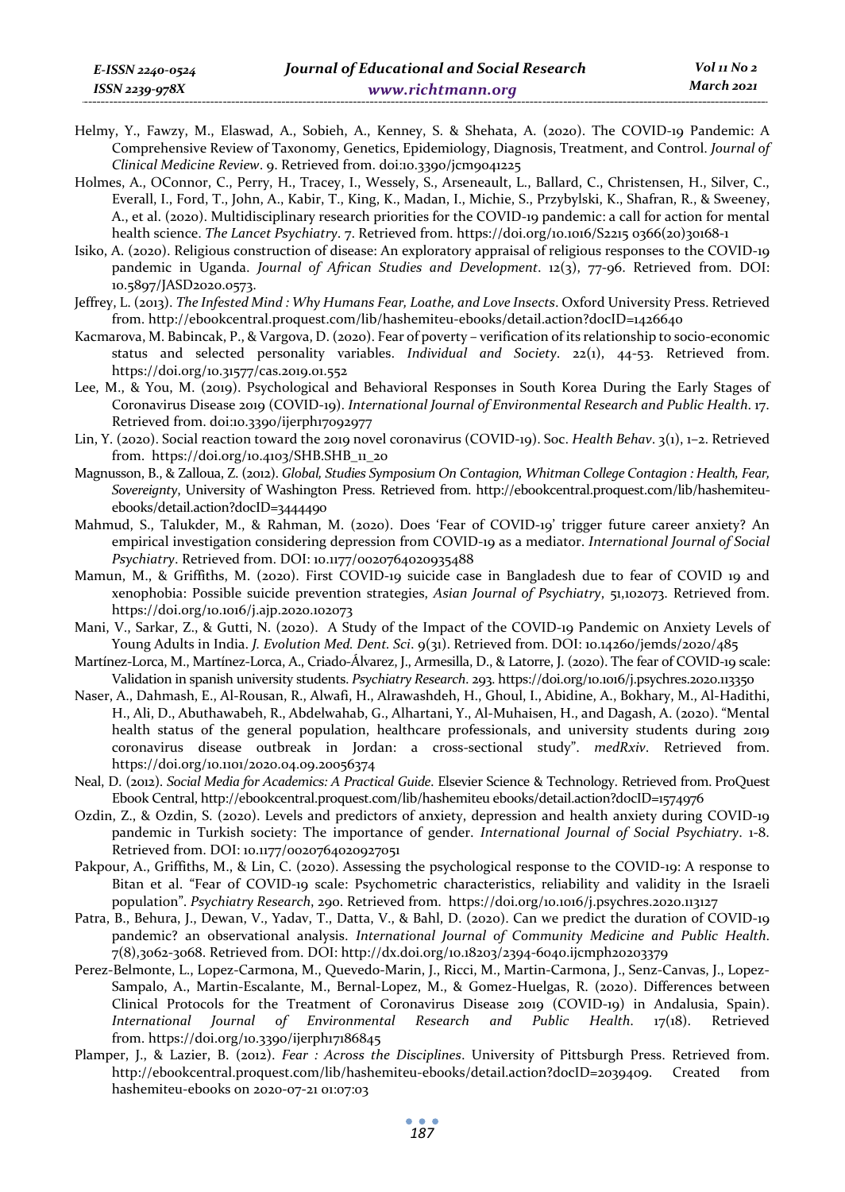Helmy, Y., Fawzy, M., Elaswad, A., Sobieh, A., Kenney, S. & Shehata, A. (2020). The COVID-19 Pandemic: A Comprehensive Review of Taxonomy, Genetics, Epidemiology, Diagnosis, Treatment, and Control. *Journal of Clinical Medicine Review*. 9. Retrieved from. doi:10.3390/jcm9041225

Holmes, A., OConnor, C., Perry, H., Tracey, I., Wessely, S., Arseneault, L., Ballard, C., Christensen, H., Silver, C., Everall, I., Ford, T., John, A., Kabir, T., King, K., Madan, I., Michie, S., Przybylski, K., Shafran, R., & Sweeney, A., et al. (2020). Multidisciplinary research priorities for the COVID-19 pandemic: a call for action for mental health science. *The Lancet Psychiatry*. 7. Retrieved from. https://doi.org/10.1016/S2215 0366(20)30168-1

Isiko, A. (2020). Religious construction of disease: An exploratory appraisal of religious responses to the COVID-19 pandemic in Uganda. *Journal of African Studies and Development*. 12(3), 77-96. Retrieved from. DOI: 10.5897/JASD2020.0573.

Jeffrey, L. (2013). *The Infested Mind : Why Humans Fear, Loathe, and Love Insects*. Oxford University Press. Retrieved from. http://ebookcentral.proquest.com/lib/hashemiteu-ebooks/detail.action?docID=1426640

Kacmarova, M. Babincak, P., & Vargova, D. (2020). Fear of poverty – verification of its relationship to socio-economic status and selected personality variables. *Individual and Society*. 22(1), 44-53. Retrieved from. https://doi.org/10.31577/cas.2019.01.552

Lee, M., & You, M. (2019). Psychological and Behavioral Responses in South Korea During the Early Stages of Coronavirus Disease 2019 (COVID-19). *International Journal of Environmental Research and Public Health*. 17. Retrieved from. doi:10.3390/ijerph17092977

Lin, Y. (2020). Social reaction toward the 2019 novel coronavirus (COVID-19). Soc. *Health Behav*. 3(1), 1–2. Retrieved from. https://doi.org/10.4103/SHB.SHB_11_20

Magnusson, B., & Zalloua, Z. (2012). *Global, Studies Symposium On Contagion, Whitman College Contagion : Health, Fear, Sovereignty*, University of Washington Press. Retrieved from. http://ebookcentral.proquest.com/lib/hashemiteu-ebooks/detail.action?docID=3444490

Mahmud, S., Talukder, M., & Rahman, M. (2020). Does 'Fear of COVID-19' trigger future career anxiety? An empirical investigation considering depression from COVID-19 as a mediator. *International Journal of Social Psychiatry*. Retrieved from. DOI: 10.1177/0020764020935488

Mamun, M., & Griffiths, M. (2020). First COVID-19 suicide case in Bangladesh due to fear of COVID 19 and xenophobia: Possible suicide prevention strategies, *Asian Journal of Psychiatry*, 51,102073. Retrieved from. https://doi.org/10.1016/j.ajp.2020.102073

Mani, V., Sarkar, Z., & Gutti, N. (2020). A Study of the Impact of the COVID-19 Pandemic on Anxiety Levels of Young Adults in India. *J. Evolution Med. Dent. Sci*. 9(31). Retrieved from. DOI: 10.14260/jemds/2020/485

Martínez-Lorca, M., Martínez-Lorca, A., Criado-Álvarez, J., Armesilla, D., & Latorre, J. (2020). The fear of COVID-19 scale: Validation in spanish university students. *Psychiatry Research*. 293. https://doi.org/10.1016/j.psychres.2020.113350

Naser, A., Dahmash, E., Al-Rousan, R., Alwafi, H., Alrawashdeh, H., Ghoul, I., Abidine, A., Bokhary, M., Al-Hadithi, H., Ali, D., Abuthawabeh, R., Abdelwahab, G., Alhartani, Y., Al-Muhaisen, H., and Dagash, A. (2020). "Mental health status of the general population, healthcare professionals, and university students during 2019 coronavirus disease outbreak in Jordan: a cross-sectional study". *medRxiv*. Retrieved from. https://doi.org/10.1101/2020.04.09.20056374

Neal, D. (2012). *Social Media for Academics: A Practical Guide*. Elsevier Science & Technology. Retrieved from. ProQuest Ebook Central, http://ebookcentral.proquest.com/lib/hashemiteu ebooks/detail.action?docID=1574976

Ozdin, Z., & Ozdin, S. (2020). Levels and predictors of anxiety, depression and health anxiety during COVID-19 pandemic in Turkish society: The importance of gender. *International Journal of Social Psychiatry*. 1-8. Retrieved from. DOI: 10.1177/0020764020927051

Pakpour, A., Griffiths, M., & Lin, C. (2020). Assessing the psychological response to the COVID-19: A response to Bitan et al. "Fear of COVID-19 scale: Psychometric characteristics, reliability and validity in the Israeli population". *Psychiatry Research*, 290. Retrieved from. https://doi.org/10.1016/j.psychres.2020.113127

Patra, B., Behura, J., Dewan, V., Yadav, T., Datta, V., & Bahl, D. (2020). Can we predict the duration of COVID-19 pandemic? an observational analysis. *International Journal of Community Medicine and Public Health*. 7(8),3062-3068. Retrieved from. DOI: http://dx.doi.org/10.18203/2394-6040.ijcmph20203379

Perez-Belmonte, L., Lopez-Carmona, M., Quevedo-Marin, J., Ricci, M., Martin-Carmona, J., Senz-Canvas, J., Lopez-Sampalo, A., Martin-Escalante, M., Bernal-Lopez, M., & Gomez-Huelgas, R. (2020). Differences between Clinical Protocols for the Treatment of Coronavirus Disease 2019 (COVID-19) in Andalusia, Spain). *International Journal of Environmental Research and Public Health*. 17(18). Retrieved from. https://doi.org/10.3390/ijerph17186845

Plamper, J., & Lazier, B. (2012). *Fear : Across the Disciplines*. University of Pittsburgh Press. Retrieved from. http://ebookcentral.proquest.com/lib/hashemiteu-ebooks/detail.action?docID=2039409. Created from hashemiteu-ebooks on 2020-07-21 01:07:03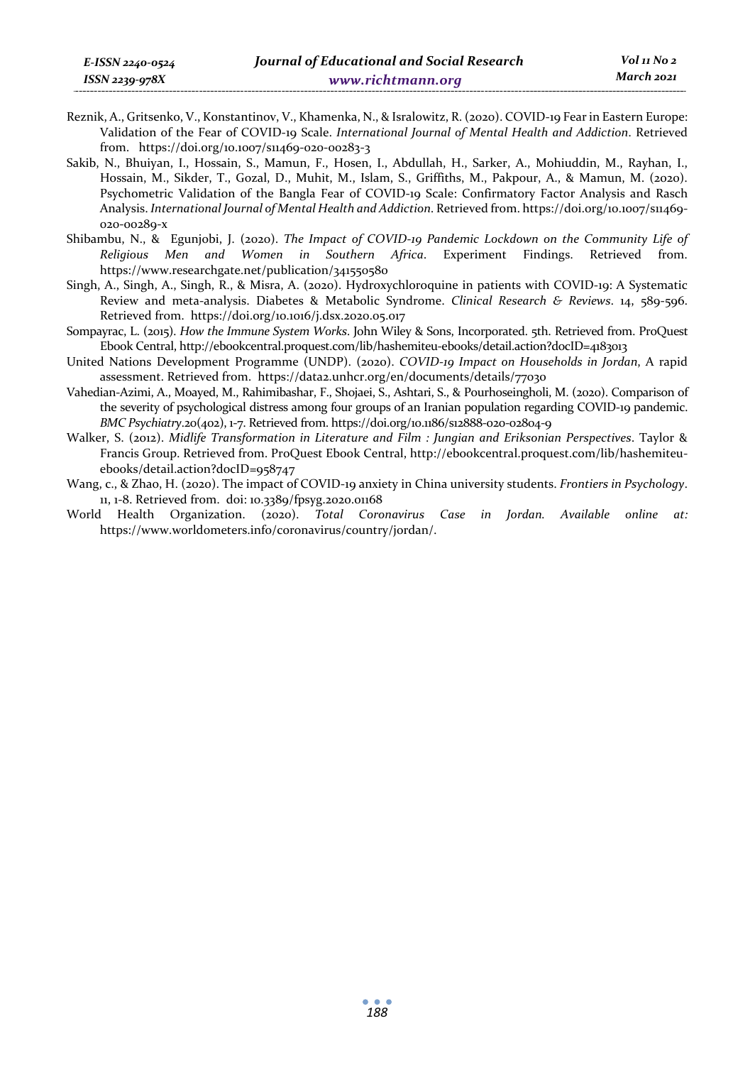Reznik, A., Gritsenko, V., Konstantinov, V., Khamenka, N., & Isralowitz, R. (2020). COVID-19 Fear in Eastern Europe: Validation of the Fear of COVID-19 Scale. *International Journal of Mental Health and Addiction*. Retrieved from. https://doi.org/10.1007/s11469-020-00283-3

Sakib, N., Bhuiyan, I., Hossain, S., Mamun, F., Hosen, I., Abdullah, H., Sarker, A., Mohiuddin, M., Rayhan, I., Hossain, M., Sikder, T., Gozal, D., Muhit, M., Islam, S., Griffiths, M., Pakpour, A., & Mamun, M. (2020). Psychometric Validation of the Bangla Fear of COVID-19 Scale: Confirmatory Factor Analysis and Rasch Analysis. *International Journal of Mental Health and Addiction*. Retrieved from. https://doi.org/10.1007/s11469-020-00289-x

Shibambu, N., & Egunjobi, J. (2020). *The Impact of COVID-19 Pandemic Lockdown on the Community Life of Religious Men and Women in Southern Africa*. Experiment Findings. Retrieved from. https://www.researchgate.net/publication/341550580

Singh, A., Singh, A., Singh, R., & Misra, A. (2020). Hydroxychloroquine in patients with COVID-19: A Systematic Review and meta-analysis. Diabetes & Metabolic Syndrome. *Clinical Research & Reviews*. 14, 589-596. Retrieved from. https://doi.org/10.1016/j.dsx.2020.05.017

Sompayrac, L. (2015). *How the Immune System Works*. John Wiley & Sons, Incorporated. 5th. Retrieved from. ProQuest Ebook Central, http://ebookcentral.proquest.com/lib/hashemiteu-ebooks/detail.action?docID=4183013

United Nations Development Programme (UNDP). (2020). *COVID-19 Impact on Households in Jordan*, A rapid assessment. Retrieved from. https://data2.unhcr.org/en/documents/details/77030

Vahedian-Azimi, A., Moayed, M., Rahimibashar, F., Shojaei, S., Ashtari, S., & Pourhoseingholi, M. (2020). Comparison of the severity of psychological distress among four groups of an Iranian population regarding COVID-19 pandemic. *BMC Psychiatry*.20(402), 1-7. Retrieved from. https://doi.org/10.1186/s12888-020-02804-9

Walker, S. (2012). *Midlife Transformation in Literature and Film : Jungian and Eriksonian Perspectives*. Taylor & Francis Group. Retrieved from. ProQuest Ebook Central, http://ebookcentral.proquest.com/lib/hashemiteu-ebooks/detail.action?docID=958747

Wang, c., & Zhao, H. (2020). The impact of COVID-19 anxiety in China university students. *Frontiers in Psychology*. 11, 1-8. Retrieved from. doi: 10.3389/fpsyg.2020.01168

World Health Organization. (2020). *Total Coronavirus Case in Jordan. Available online at:* https://www.worldometers.info/coronavirus/country/jordan/.